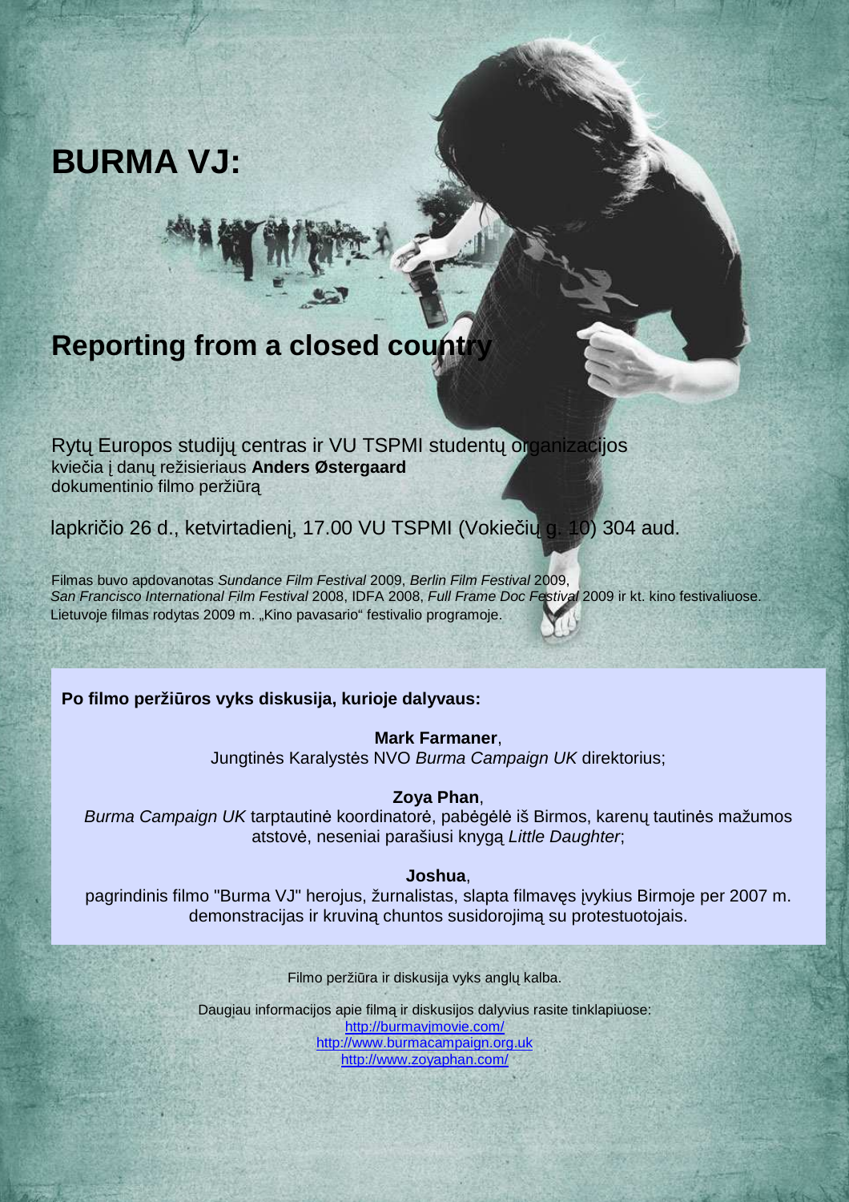# BURMA VJ:

## Reporting from a closed country

Rytų Europos studijų centras ir VU TSPMI studentų organizacijos
kviečia į danų režisieriaus **Anders Østergaard**
dokumentinio filmo peržiūrą

lapkričio 26 d., ketvirtadienį, 17.00 VU TSPMI (Vokiečių g. 10) 304 aud.

Filmas buvo apdovanotas *Sundance Film Festival* 2009, *Berlin Film Festival* 2009,
*San Francisco International Film Festival* 2008, IDFA 2008, *Full Frame Doc Festival* 2009 ir kt. kino festivaliuose.
Lietuvoje filmas rodytas 2009 m. „Kino pavasario" festivalio programoje.

**Po filmo peržiūros vyks diskusija, kurioje dalyvaus:**

**Mark Farmaner**,
Jungtinės Karalystės NVO *Burma Campaign UK* direktorius;

**Zoya Phan**,
*Burma Campaign UK* tarptautinė koordinatorė, pabėgėlė iš Birmos, karenų tautinės mažumos atstovė, neseniai parašiusi knygą *Little Daughter*;

**Joshua**,
pagrindinis filmo "Burma VJ" herojus, žurnalistas, slapta filmavęs įvykius Birmoje per 2007 m. demonstracijas ir kruviną chuntos susidorojimą su protestuotojais.

Filmo peržiūra ir diskusija vyks anglų kalba.

Daugiau informacijos apie filmą ir diskusijos dalyvius rasite tinklapiuose:
http://burmavjmovie.com/
http://www.burmacampaign.org.uk
http://www.zoyaphan.com/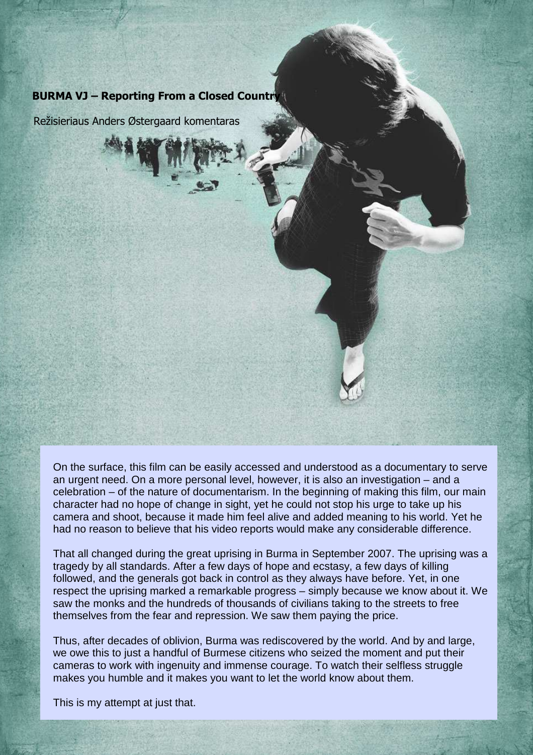**BURMA VJ – Reporting From a Closed Country**

Režisieriaus Anders Østergaard komentaras

On the surface, this film can be easily accessed and understood as a documentary to serve an urgent need. On a more personal level, however, it is also an investigation – and a celebration – of the nature of documentarism. In the beginning of making this film, our main character had no hope of change in sight, yet he could not stop his urge to take up his camera and shoot, because it made him feel alive and added meaning to his world. Yet he had no reason to believe that his video reports would make any considerable difference.

That all changed during the great uprising in Burma in September 2007. The uprising was a tragedy by all standards. After a few days of hope and ecstasy, a few days of killing followed, and the generals got back in control as they always have before. Yet, in one respect the uprising marked a remarkable progress – simply because we know about it. We saw the monks and the hundreds of thousands of civilians taking to the streets to free themselves from the fear and repression. We saw them paying the price.

Thus, after decades of oblivion, Burma was rediscovered by the world. And by and large, we owe this to just a handful of Burmese citizens who seized the moment and put their cameras to work with ingenuity and immense courage. To watch their selfless struggle makes you humble and it makes you want to let the world know about them.

This is my attempt at just that.